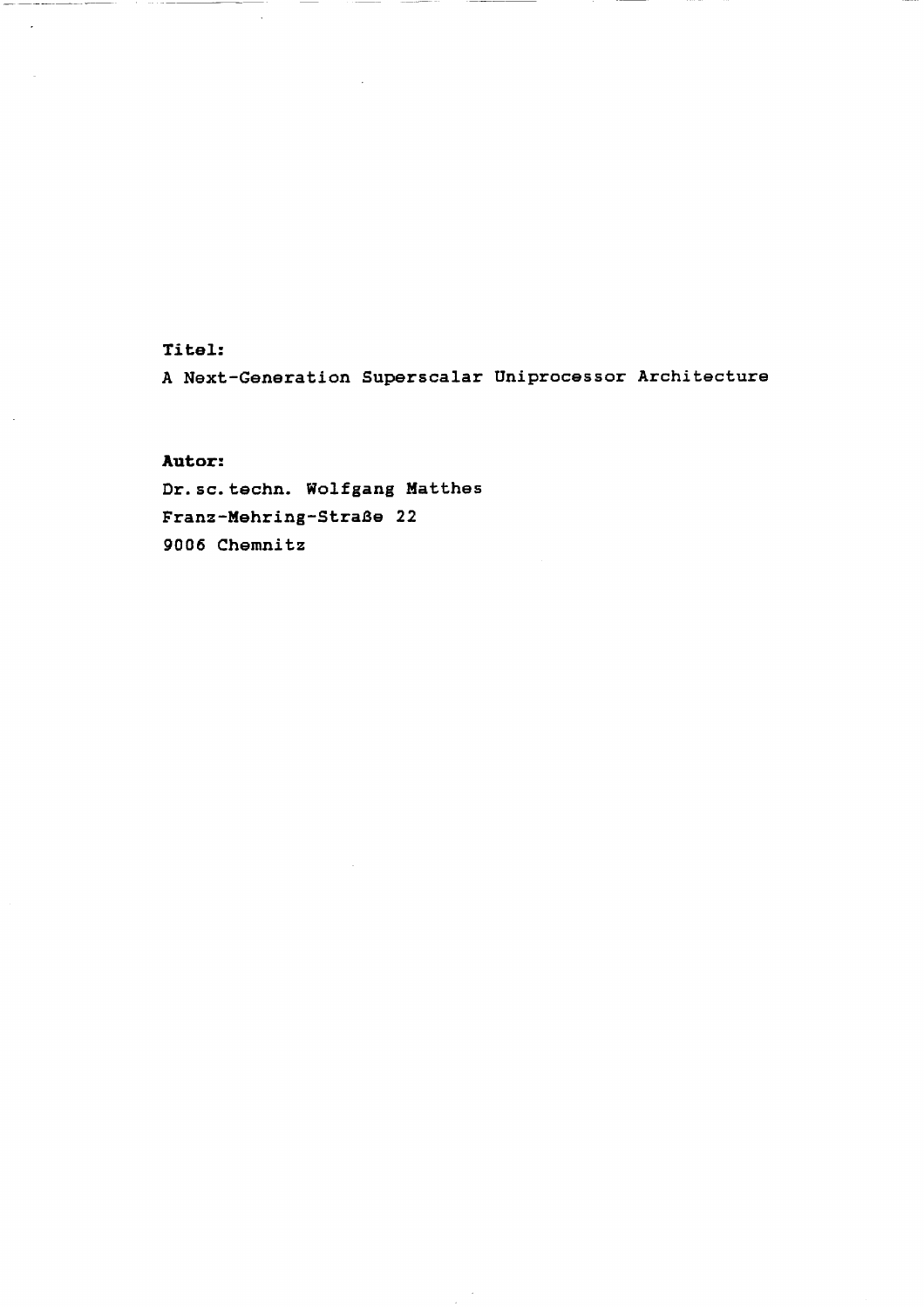**Titel:**

A Next-Generation Superscalar Uniprocessor Architecture

**Autor:**

Dr. sc. techn. Wolfgang Matthes

Franz-Mehring-Straße 22

9006 Chemnitz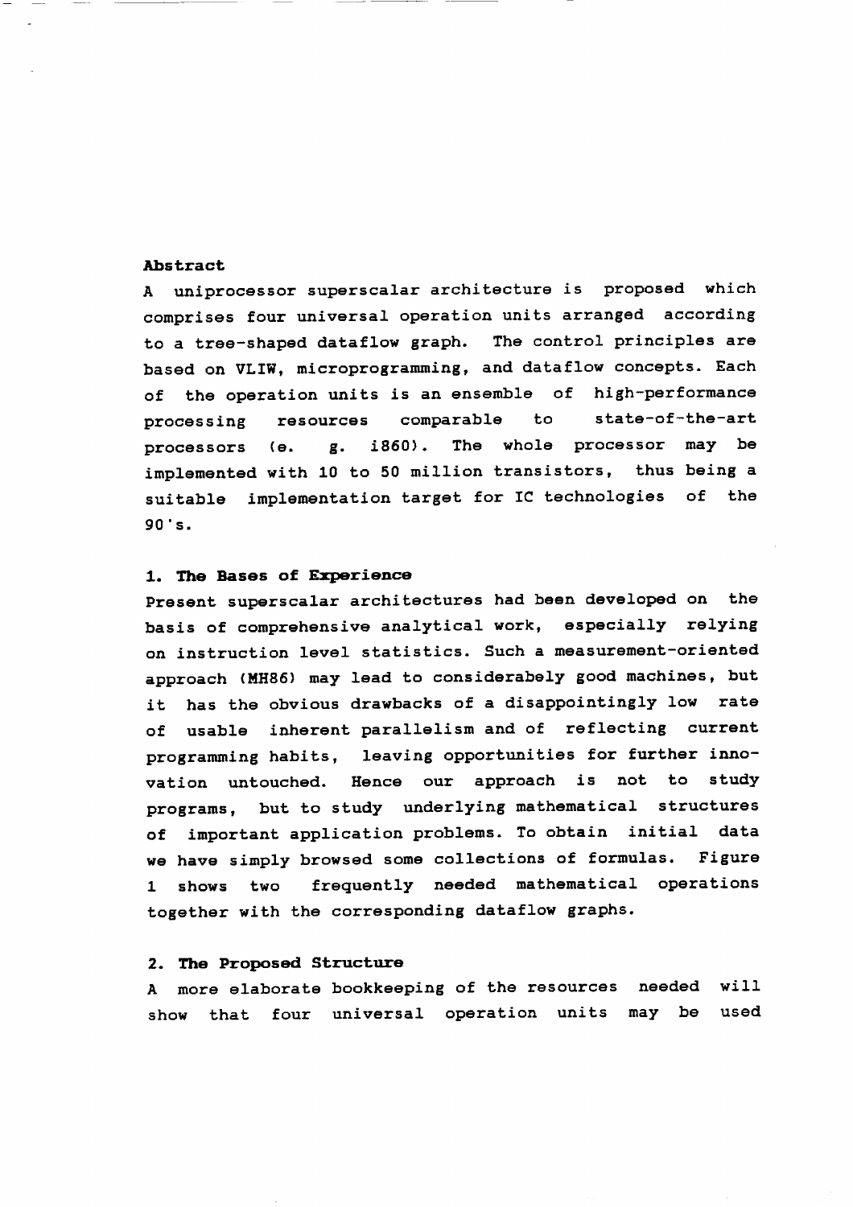**Abstract**

A uniprocessor superscalar architecture is proposed which comprises four universal operation units arranged according to a tree-shaped dataflow graph. The control principles are based on VLIW, microprogramming, and dataflow concepts. Each of the operation units is an ensemble of high-performance processing resources comparable to state-of-the-art processors (e. g. i860). The whole processor may be implemented with 10 to 50 million transistors, thus being a suitable implementation target for IC technologies of the 90's.

## 1. The Bases of Experience

Present superscalar architectures had been developed on the basis of comprehensive analytical work, especially relying on instruction level statistics. Such a measurement-oriented approach (MH86) may lead to considerabely good machines, but it has the obvious drawbacks of a disappointingly low rate of usable inherent parallelism and of reflecting current programming habits, leaving opportunities for further innovation untouched. Hence our approach is not to study programs, but to study underlying mathematical structures of important application problems. To obtain initial data we have simply browsed some collections of formulas. Figure 1 shows two frequently needed mathematical operations together with the corresponding dataflow graphs.

## 2. The Proposed Structure

A more elaborate bookkeeping of the resources needed will show that four universal operation units may be used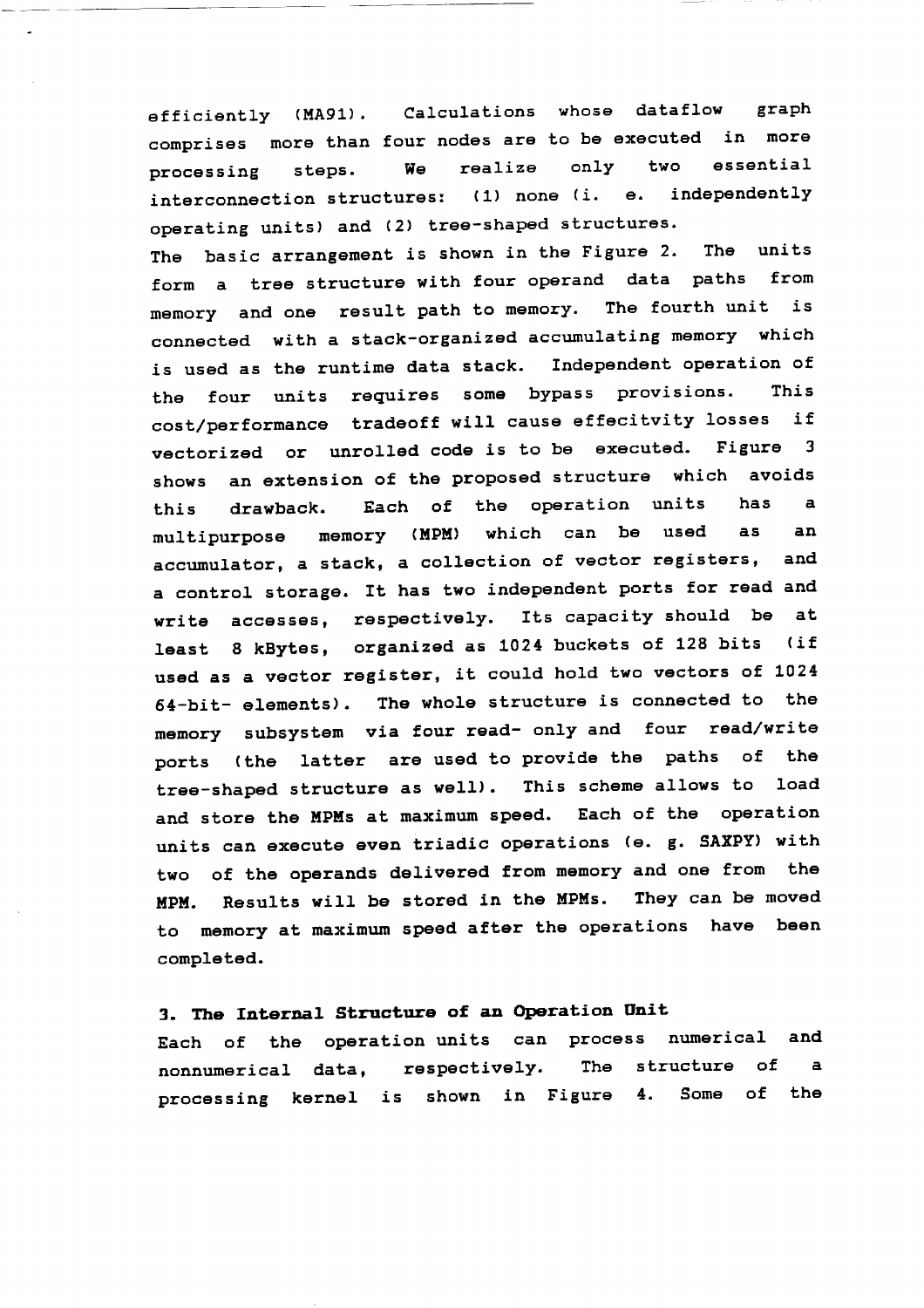efficiently (MA91). Calculations whose dataflow graph comprises more than four nodes are to be executed in more processing steps. We realize only two essential interconnection structures: (1) none (i. e. independently operating units) and (2) tree-shaped structures.

The basic arrangement is shown in the Figure 2. The units form a tree structure with four operand data paths from memory and one result path to memory. The fourth unit is connected with a stack-organized accumulating memory which is used as the runtime data stack. Independent operation of the four units requires some bypass provisions. This cost/performance tradeoff will cause effecitvity losses if vectorized or unrolled code is to be executed. Figure 3 shows an extension of the proposed structure which avoids this drawback. Each of the operation units has a multipurpose memory (MPM) which can be used as an accumulator, a stack, a collection of vector registers, and a control storage. It has two independent ports for read and write accesses, respectively. Its capacity should be at least 8 kBytes, organized as 1024 buckets of 128 bits (if used as a vector register, it could hold two vectors of 1024 64-bit- elements). The whole structure is connected to the memory subsystem via four read- only and four read/write ports (the latter are used to provide the paths of the tree-shaped structure as well). This scheme allows to load and store the MPMs at maximum speed. Each of the operation units can execute even triadic operations (e. g. SAXPY) with two of the operands delivered from memory and one from the MPM. Results will be stored in the MPMs. They can be moved to memory at maximum speed after the operations have been completed.

## 3. The Internal Structure of an Operation Unit

Each of the operation units can process numerical and nonnumerical data, respectively. The structure of a processing kernel is shown in Figure 4. Some of the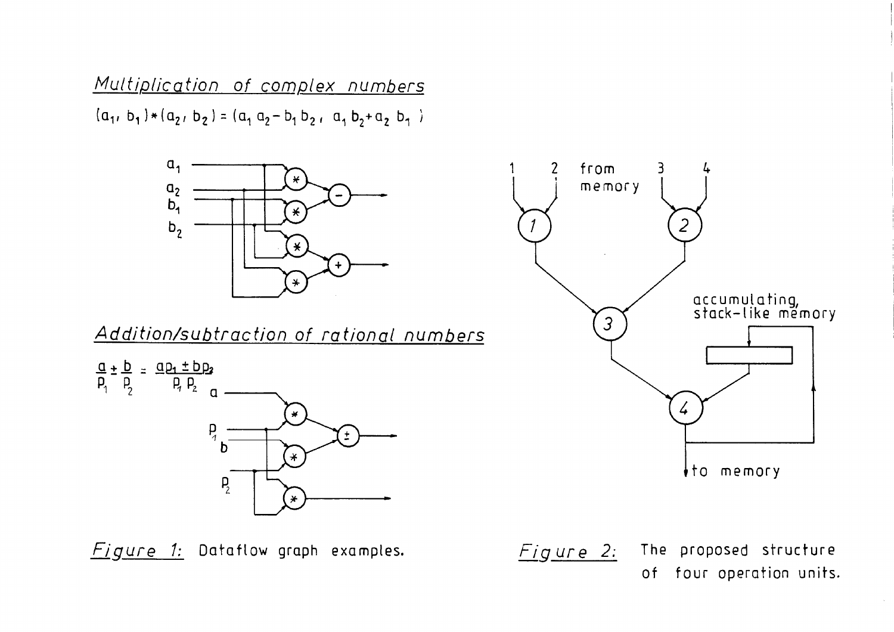*Multiplication of complex numbers*

$$(a_1, b_1) * (a_2, b_2) = (a_1 a_2 - b_1 b_2,\ a_1 b_2 + a_2 b_1)$$

*Addition/subtraction of rational numbers*

$$\frac{a}{p_1} \pm \frac{b}{p_2} = \frac{a p_2 \pm b p_1}{p_1 p_2}$$

*Figure 1:* Dataflow graph examples.

*Figure 2:* The proposed structure of four operation units.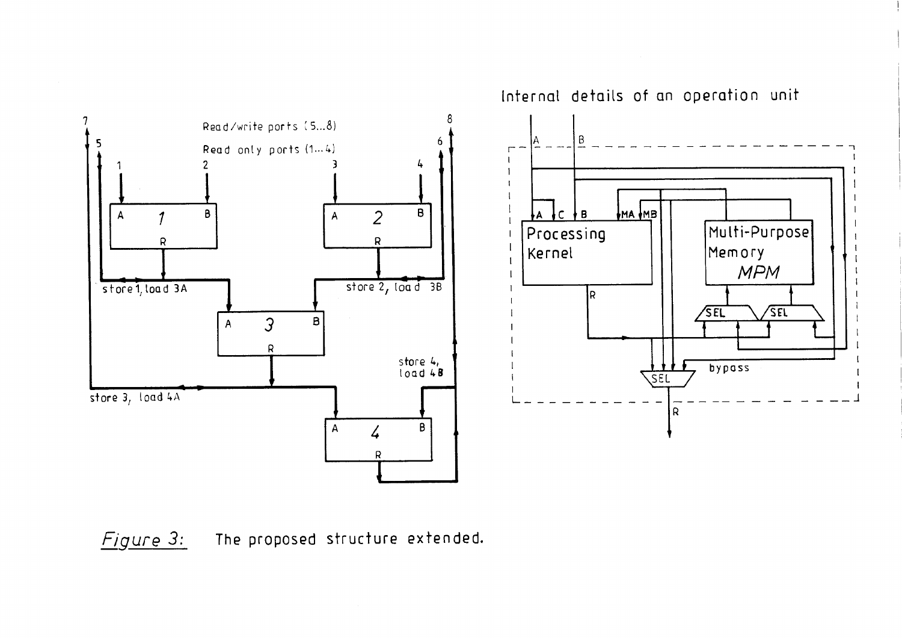Figure 3: The proposed structure extended.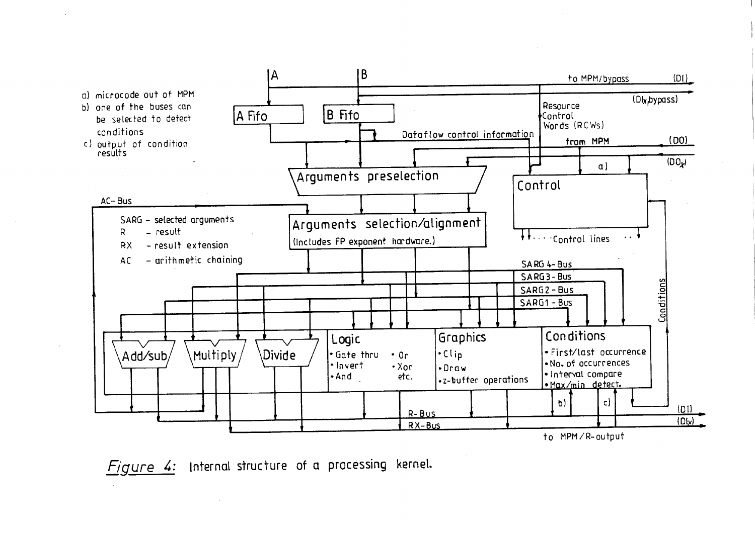*Figure 4:* Internal structure of a processing kernel.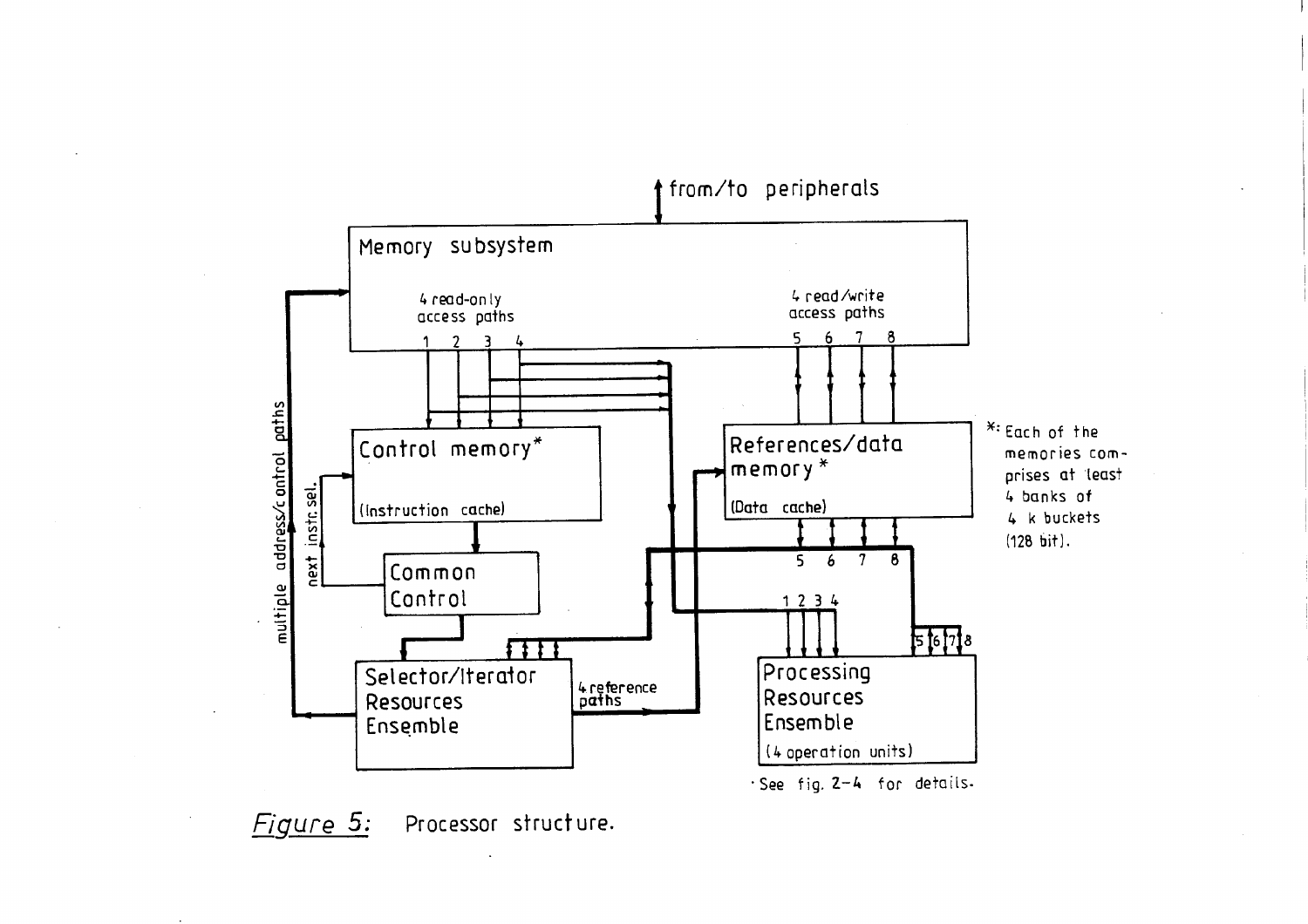Figure 5: Processor structure.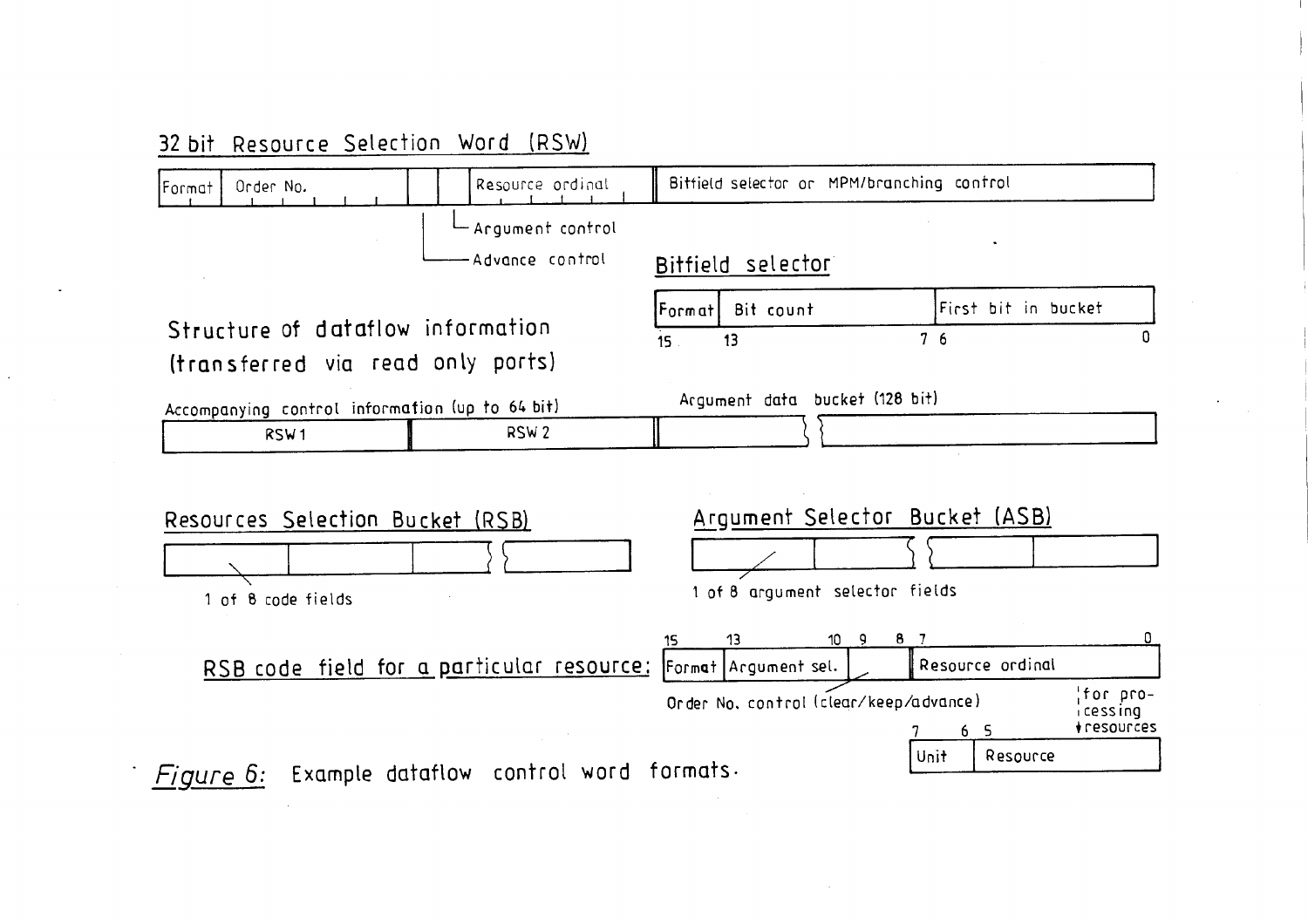32 bit Resource Selection Word (RSW)

| Format | Order No. | | | Resource ordinal | Bitfield selector or MPM/branching control |
|---|---|---|---|---|---|

Argument control

Advance control

Bitfield selector

| Format | Bit count | First bit in bucket |
|---|---|---|

15 13 7 6 0

Structure of dataflow information
(transferred via read only ports)

Accompanying control information (up to 64 bit)

Argument data bucket (128 bit)

| RSW 1 | RSW 2 | | |
|---|---|---|---|

Resources Selection Bucket (RSB)

1 of 8 code fields

Argument Selector Bucket (ASB)

1 of 8 argument selector fields

RSB code field for a particular resource:

15 13 10 9 8 7 0

| Format | Argument sel. | | Resource ordinal |
|---|---|---|---|

Order No. control (clear/keep/advance)

for processing resources

7 6 5

| Unit | Resource |
|---|---|

*Figure 6:* Example dataflow control word formats.